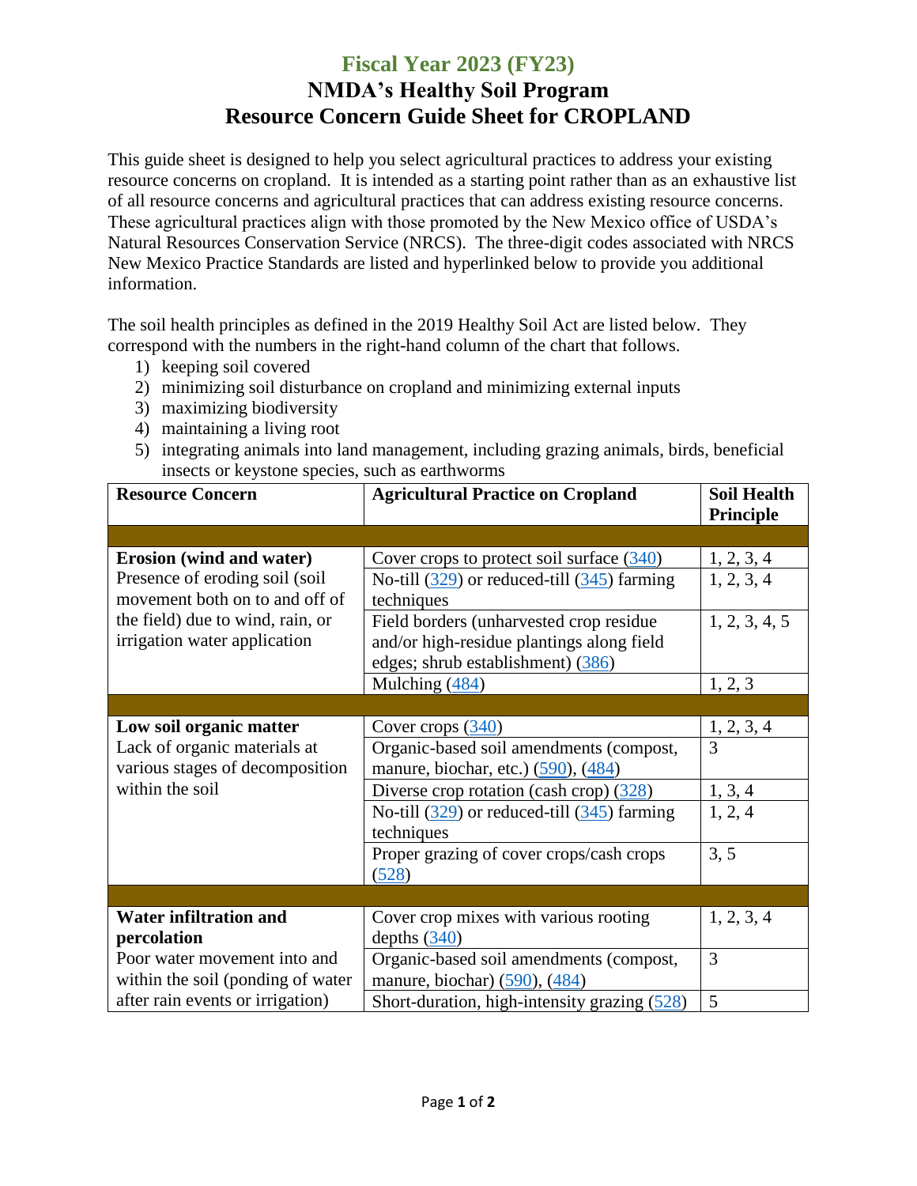# Fiscal Year 2023 (FY23)

## NMDA's Healthy Soil Program
## Resource Concern Guide Sheet for CROPLAND

This guide sheet is designed to help you select agricultural practices to address your existing resource concerns on cropland. It is intended as a starting point rather than as an exhaustive list of all resource concerns and agricultural practices that can address existing resource concerns. These agricultural practices align with those promoted by the New Mexico office of USDA's Natural Resources Conservation Service (NRCS). The three-digit codes associated with NRCS New Mexico Practice Standards are listed and hyperlinked below to provide you additional information.

The soil health principles as defined in the 2019 Healthy Soil Act are listed below. They correspond with the numbers in the right-hand column of the chart that follows.

1) keeping soil covered
2) minimizing soil disturbance on cropland and minimizing external inputs
3) maximizing biodiversity
4) maintaining a living root
5) integrating animals into land management, including grazing animals, birds, beneficial insects or keystone species, such as earthworms

| Resource Concern | Agricultural Practice on Cropland | Soil Health Principle |
|---|---|---|
| | | |
| **Erosion (wind and water)** Presence of eroding soil (soil movement both on to and off of the field) due to wind, rain, or irrigation water application | Cover crops to protect soil surface (340) | 1, 2, 3, 4 |
| | No-till (329) or reduced-till (345) farming techniques | 1, 2, 3, 4 |
| | Field borders (unharvested crop residue and/or high-residue plantings along field edges; shrub establishment) (386) | 1, 2, 3, 4, 5 |
| | Mulching (484) | 1, 2, 3 |
| | | |
| **Low soil organic matter** Lack of organic materials at various stages of decomposition within the soil | Cover crops (340) | 1, 2, 3, 4 |
| | Organic-based soil amendments (compost, manure, biochar, etc.) (590), (484) | 3 |
| | Diverse crop rotation (cash crop) (328) | 1, 3, 4 |
| | No-till (329) or reduced-till (345) farming techniques | 1, 2, 4 |
| | Proper grazing of cover crops/cash crops (528) | 3, 5 |
| | | |
| **Water infiltration and percolation** Poor water movement into and within the soil (ponding of water after rain events or irrigation) | Cover crop mixes with various rooting depths (340) | 1, 2, 3, 4 |
| | Organic-based soil amendments (compost, manure, biochar) (590), (484) | 3 |
| | Short-duration, high-intensity grazing (528) | 5 |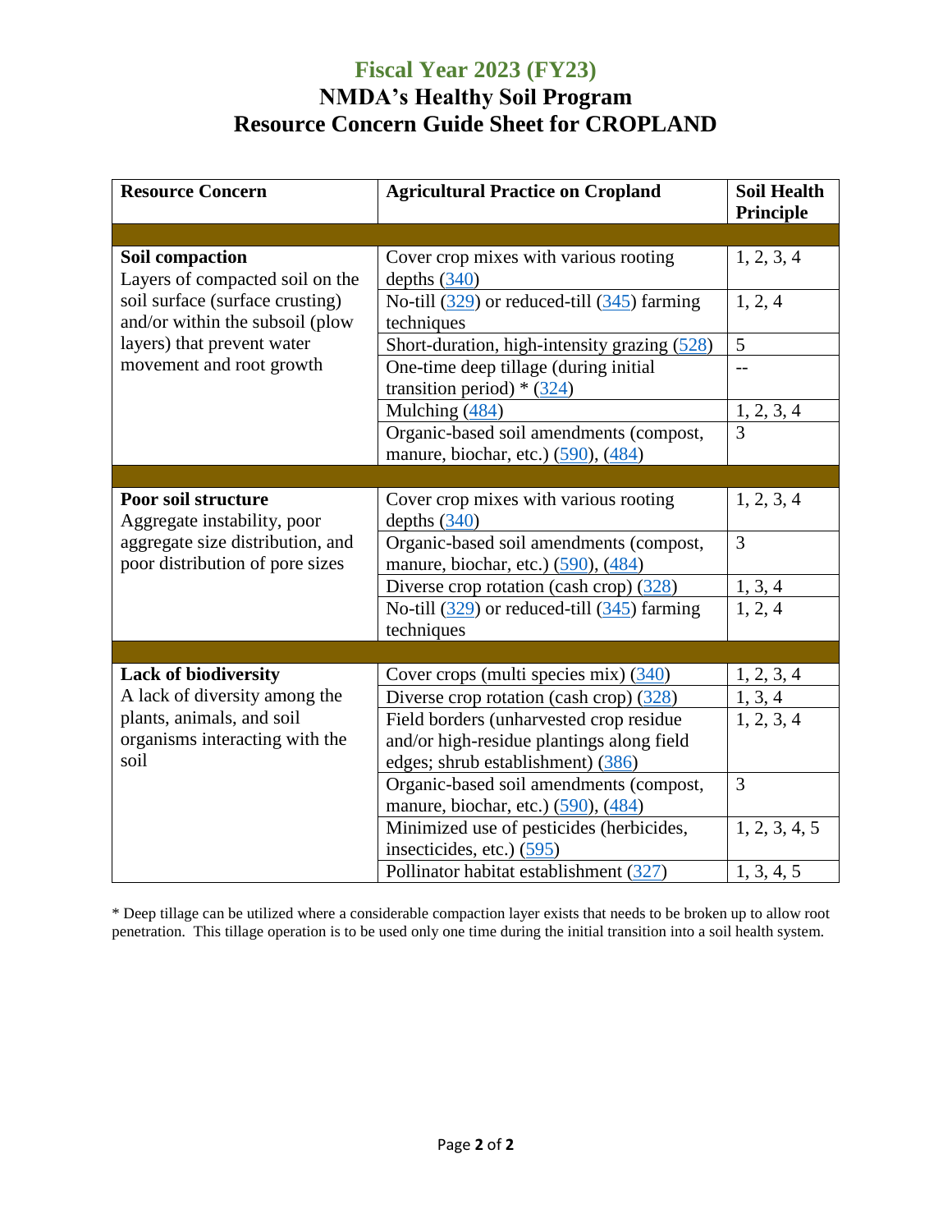# Fiscal Year 2023 (FY23)
# NMDA's Healthy Soil Program
# Resource Concern Guide Sheet for CROPLAND

| Resource Concern | Agricultural Practice on Cropland | Soil Health Principle |
|---|---|---|
| | | |
| **Soil compaction** Layers of compacted soil on the soil surface (surface crusting) and/or within the subsoil (plow layers) that prevent water movement and root growth | Cover crop mixes with various rooting depths (340) | 1, 2, 3, 4 |
| | No-till (329) or reduced-till (345) farming techniques | 1, 2, 4 |
| | Short-duration, high-intensity grazing (528) | 5 |
| | One-time deep tillage (during initial transition period) * (324) | -- |
| | Mulching (484) | 1, 2, 3, 4 |
| | Organic-based soil amendments (compost, manure, biochar, etc.) (590), (484) | 3 |
| | | |
| **Poor soil structure** Aggregate instability, poor aggregate size distribution, and poor distribution of pore sizes | Cover crop mixes with various rooting depths (340) | 1, 2, 3, 4 |
| | Organic-based soil amendments (compost, manure, biochar, etc.) (590), (484) | 3 |
| | Diverse crop rotation (cash crop) (328) | 1, 3, 4 |
| | No-till (329) or reduced-till (345) farming techniques | 1, 2, 4 |
| | | |
| **Lack of biodiversity** A lack of diversity among the plants, animals, and soil organisms interacting with the soil | Cover crops (multi species mix) (340) | 1, 2, 3, 4 |
| | Diverse crop rotation (cash crop) (328) | 1, 3, 4 |
| | Field borders (unharvested crop residue and/or high-residue plantings along field edges; shrub establishment) (386) | 1, 2, 3, 4 |
| | Organic-based soil amendments (compost, manure, biochar, etc.) (590), (484) | 3 |
| | Minimized use of pesticides (herbicides, insecticides, etc.) (595) | 1, 2, 3, 4, 5 |
| | Pollinator habitat establishment (327) | 1, 3, 4, 5 |

* Deep tillage can be utilized where a considerable compaction layer exists that needs to be broken up to allow root penetration. This tillage operation is to be used only one time during the initial transition into a soil health system.